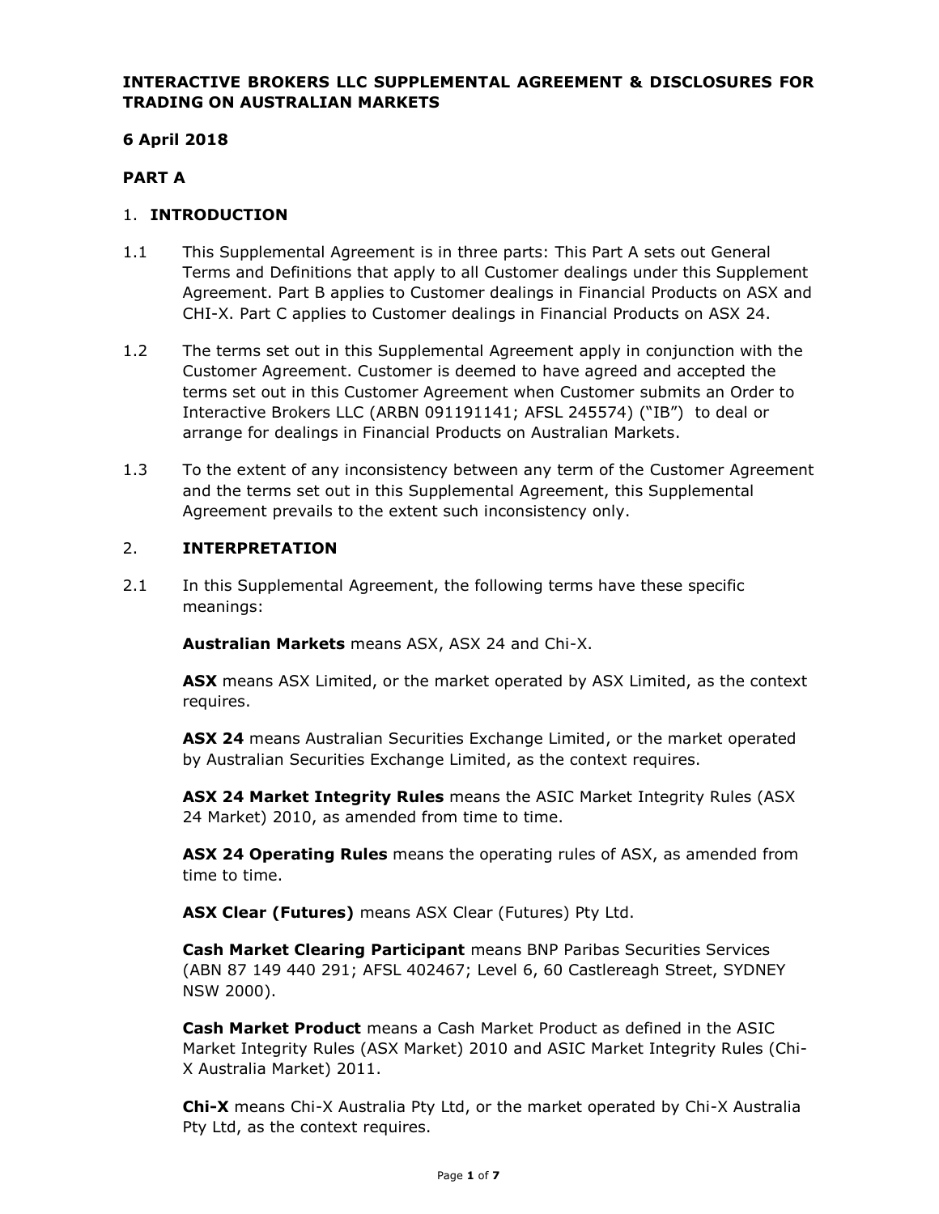# INTERACTIVE BROKERS LLC SUPPLEMENTAL AGREEMENT & DISCLOSURES FOR TRADING ON AUSTRALIAN MARKETS

**6 April 2018**

## PART A

### 1. INTRODUCTION

1.1 This Supplemental Agreement is in three parts: This Part A sets out General Terms and Definitions that apply to all Customer dealings under this Supplement Agreement. Part B applies to Customer dealings in Financial Products on ASX and CHI-X. Part C applies to Customer dealings in Financial Products on ASX 24.

1.2 The terms set out in this Supplemental Agreement apply in conjunction with the Customer Agreement. Customer is deemed to have agreed and accepted the terms set out in this Customer Agreement when Customer submits an Order to Interactive Brokers LLC (ARBN 091191141; AFSL 245574) ("IB") to deal or arrange for dealings in Financial Products on Australian Markets.

1.3 To the extent of any inconsistency between any term of the Customer Agreement and the terms set out in this Supplemental Agreement, this Supplemental Agreement prevails to the extent such inconsistency only.

### 2. INTERPRETATION

2.1 In this Supplemental Agreement, the following terms have these specific meanings:

**Australian Markets** means ASX, ASX 24 and Chi-X.

**ASX** means ASX Limited, or the market operated by ASX Limited, as the context requires.

**ASX 24** means Australian Securities Exchange Limited, or the market operated by Australian Securities Exchange Limited, as the context requires.

**ASX 24 Market Integrity Rules** means the ASIC Market Integrity Rules (ASX 24 Market) 2010, as amended from time to time.

**ASX 24 Operating Rules** means the operating rules of ASX, as amended from time to time.

**ASX Clear (Futures)** means ASX Clear (Futures) Pty Ltd.

**Cash Market Clearing Participant** means BNP Paribas Securities Services (ABN 87 149 440 291; AFSL 402467; Level 6, 60 Castlereagh Street, SYDNEY NSW 2000).

**Cash Market Product** means a Cash Market Product as defined in the ASIC Market Integrity Rules (ASX Market) 2010 and ASIC Market Integrity Rules (Chi-X Australia Market) 2011.

**Chi-X** means Chi-X Australia Pty Ltd, or the market operated by Chi-X Australia Pty Ltd, as the context requires.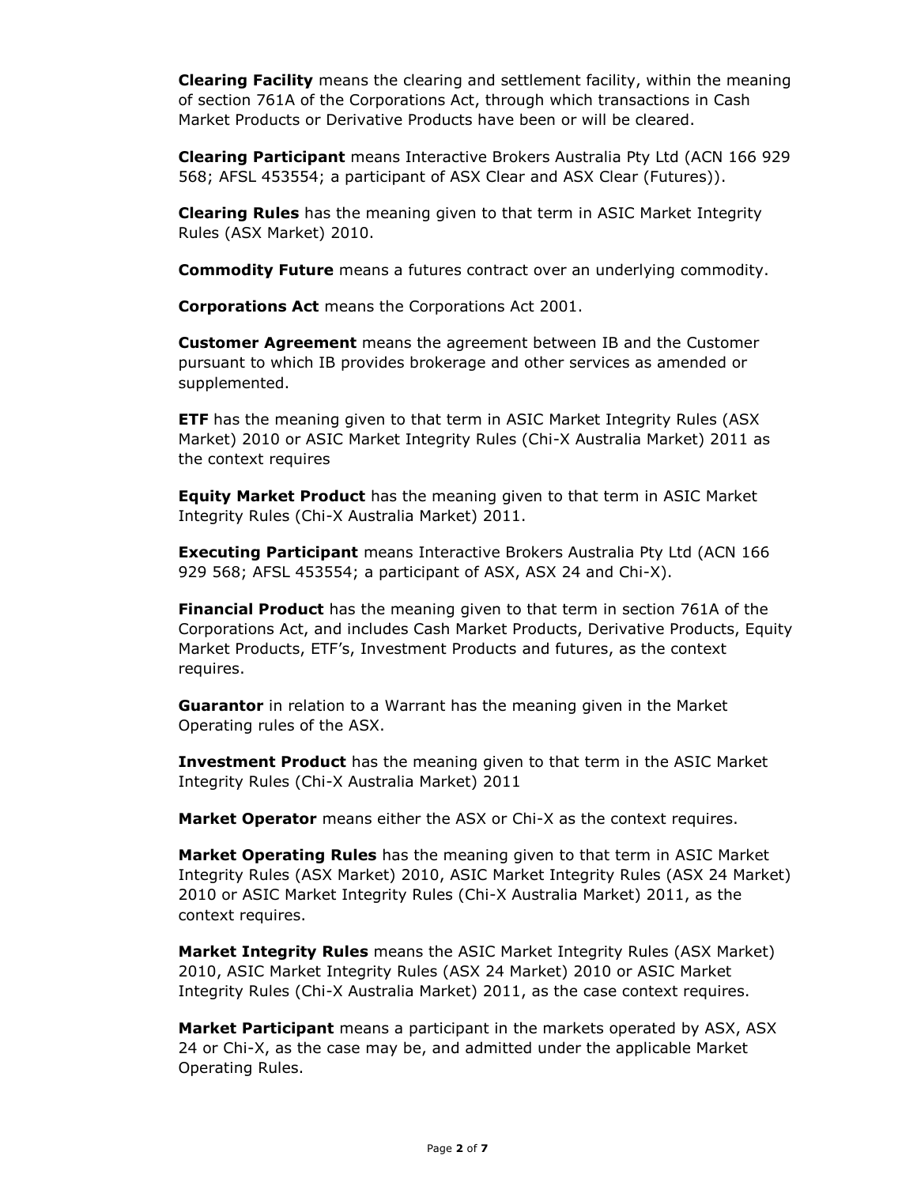**Clearing Facility** means the clearing and settlement facility, within the meaning of section 761A of the Corporations Act, through which transactions in Cash Market Products or Derivative Products have been or will be cleared.

**Clearing Participant** means Interactive Brokers Australia Pty Ltd (ACN 166 929 568; AFSL 453554; a participant of ASX Clear and ASX Clear (Futures)).

**Clearing Rules** has the meaning given to that term in ASIC Market Integrity Rules (ASX Market) 2010.

**Commodity Future** means a futures contract over an underlying commodity.

**Corporations Act** means the Corporations Act 2001.

**Customer Agreement** means the agreement between IB and the Customer pursuant to which IB provides brokerage and other services as amended or supplemented.

**ETF** has the meaning given to that term in ASIC Market Integrity Rules (ASX Market) 2010 or ASIC Market Integrity Rules (Chi-X Australia Market) 2011 as the context requires

**Equity Market Product** has the meaning given to that term in ASIC Market Integrity Rules (Chi-X Australia Market) 2011.

**Executing Participant** means Interactive Brokers Australia Pty Ltd (ACN 166 929 568; AFSL 453554; a participant of ASX, ASX 24 and Chi-X).

**Financial Product** has the meaning given to that term in section 761A of the Corporations Act, and includes Cash Market Products, Derivative Products, Equity Market Products, ETF's, Investment Products and futures, as the context requires.

**Guarantor** in relation to a Warrant has the meaning given in the Market Operating rules of the ASX.

**Investment Product** has the meaning given to that term in the ASIC Market Integrity Rules (Chi-X Australia Market) 2011

**Market Operator** means either the ASX or Chi-X as the context requires.

**Market Operating Rules** has the meaning given to that term in ASIC Market Integrity Rules (ASX Market) 2010, ASIC Market Integrity Rules (ASX 24 Market) 2010 or ASIC Market Integrity Rules (Chi-X Australia Market) 2011, as the context requires.

**Market Integrity Rules** means the ASIC Market Integrity Rules (ASX Market) 2010, ASIC Market Integrity Rules (ASX 24 Market) 2010 or ASIC Market Integrity Rules (Chi-X Australia Market) 2011, as the case context requires.

**Market Participant** means a participant in the markets operated by ASX, ASX 24 or Chi-X, as the case may be, and admitted under the applicable Market Operating Rules.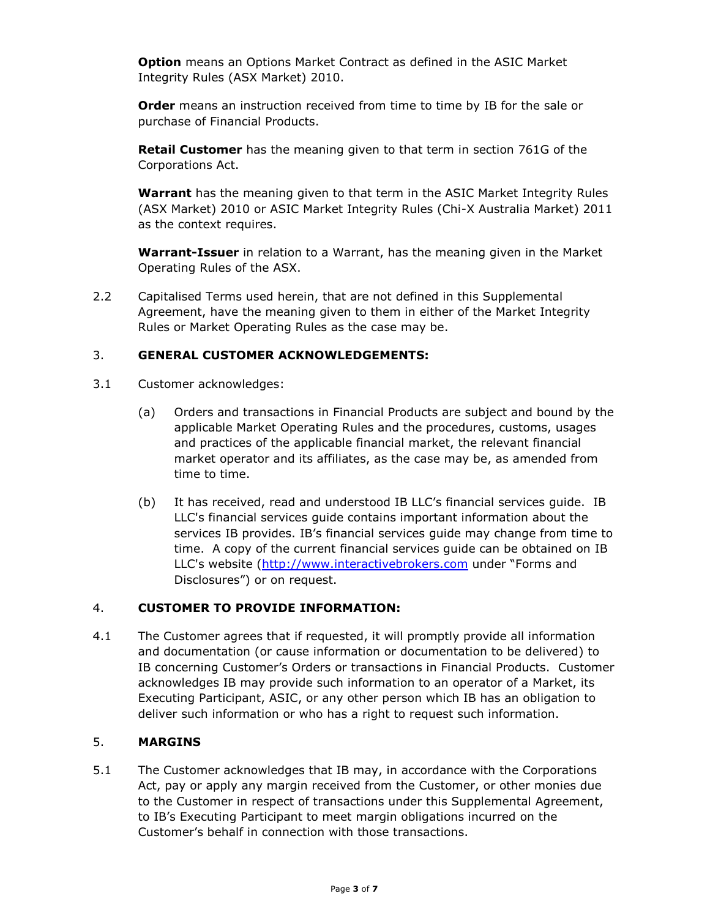**Option** means an Options Market Contract as defined in the ASIC Market Integrity Rules (ASX Market) 2010.

**Order** means an instruction received from time to time by IB for the sale or purchase of Financial Products.

**Retail Customer** has the meaning given to that term in section 761G of the Corporations Act.

**Warrant** has the meaning given to that term in the ASIC Market Integrity Rules (ASX Market) 2010 or ASIC Market Integrity Rules (Chi-X Australia Market) 2011 as the context requires.

**Warrant-Issuer** in relation to a Warrant, has the meaning given in the Market Operating Rules of the ASX.

2.2 Capitalised Terms used herein, that are not defined in this Supplemental Agreement, have the meaning given to them in either of the Market Integrity Rules or Market Operating Rules as the case may be.

## 3. GENERAL CUSTOMER ACKNOWLEDGEMENTS:

3.1 Customer acknowledges:

(a) Orders and transactions in Financial Products are subject and bound by the applicable Market Operating Rules and the procedures, customs, usages and practices of the applicable financial market, the relevant financial market operator and its affiliates, as the case may be, as amended from time to time.

(b) It has received, read and understood IB LLC's financial services guide. IB LLC's financial services guide contains important information about the services IB provides. IB's financial services guide may change from time to time. A copy of the current financial services guide can be obtained on IB LLC's website (http://www.interactivebrokers.com under "Forms and Disclosures") or on request.

## 4. CUSTOMER TO PROVIDE INFORMATION:

4.1 The Customer agrees that if requested, it will promptly provide all information and documentation (or cause information or documentation to be delivered) to IB concerning Customer's Orders or transactions in Financial Products. Customer acknowledges IB may provide such information to an operator of a Market, its Executing Participant, ASIC, or any other person which IB has an obligation to deliver such information or who has a right to request such information.

## 5. MARGINS

5.1 The Customer acknowledges that IB may, in accordance with the Corporations Act, pay or apply any margin received from the Customer, or other monies due to the Customer in respect of transactions under this Supplemental Agreement, to IB's Executing Participant to meet margin obligations incurred on the Customer's behalf in connection with those transactions.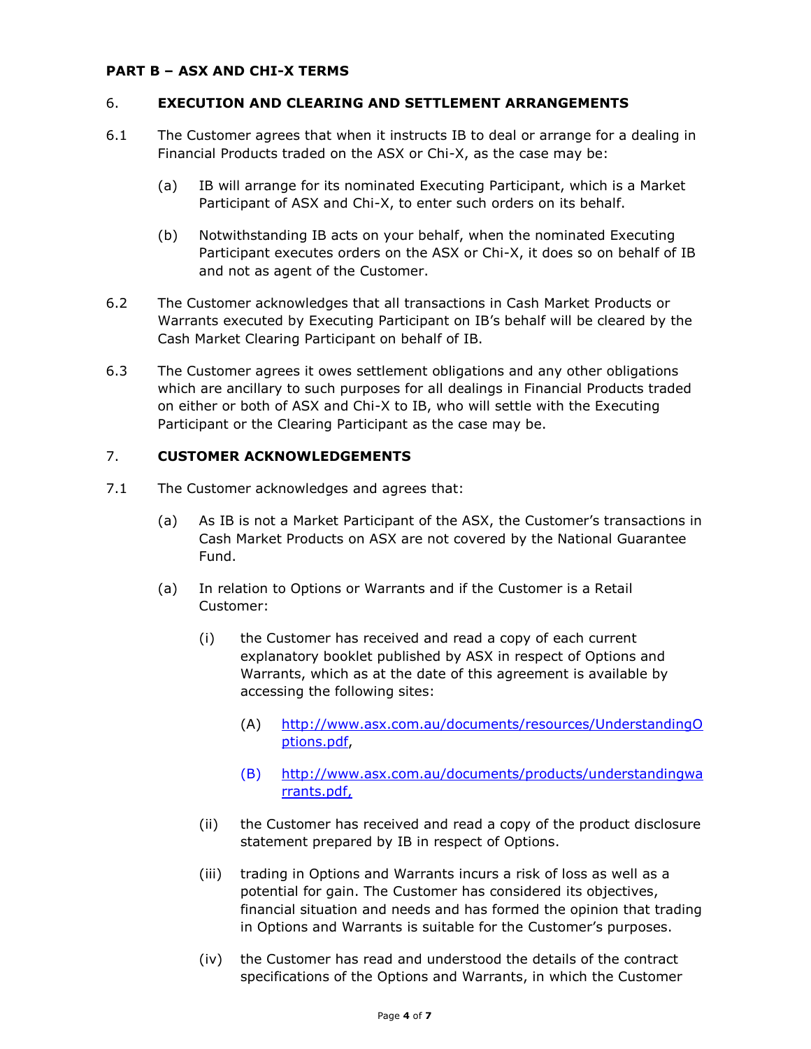**PART B – ASX AND CHI-X TERMS**

6. **EXECUTION AND CLEARING AND SETTLEMENT ARRANGEMENTS**

6.1 The Customer agrees that when it instructs IB to deal or arrange for a dealing in Financial Products traded on the ASX or Chi-X, as the case may be:

(a) IB will arrange for its nominated Executing Participant, which is a Market Participant of ASX and Chi-X, to enter such orders on its behalf.

(b) Notwithstanding IB acts on your behalf, when the nominated Executing Participant executes orders on the ASX or Chi-X, it does so on behalf of IB and not as agent of the Customer.

6.2 The Customer acknowledges that all transactions in Cash Market Products or Warrants executed by Executing Participant on IB's behalf will be cleared by the Cash Market Clearing Participant on behalf of IB.

6.3 The Customer agrees it owes settlement obligations and any other obligations which are ancillary to such purposes for all dealings in Financial Products traded on either or both of ASX and Chi-X to IB, who will settle with the Executing Participant or the Clearing Participant as the case may be.

7. **CUSTOMER ACKNOWLEDGEMENTS**

7.1 The Customer acknowledges and agrees that:

(a) As IB is not a Market Participant of the ASX, the Customer's transactions in Cash Market Products on ASX are not covered by the National Guarantee Fund.

(a) In relation to Options or Warrants and if the Customer is a Retail Customer:

(i) the Customer has received and read a copy of each current explanatory booklet published by ASX in respect of Options and Warrants, which as at the date of this agreement is available by accessing the following sites:

(A) http://www.asx.com.au/documents/resources/UnderstandingOptions.pdf,

(B) http://www.asx.com.au/documents/products/understandingwarrants.pdf,

(ii) the Customer has received and read a copy of the product disclosure statement prepared by IB in respect of Options.

(iii) trading in Options and Warrants incurs a risk of loss as well as a potential for gain. The Customer has considered its objectives, financial situation and needs and has formed the opinion that trading in Options and Warrants is suitable for the Customer's purposes.

(iv) the Customer has read and understood the details of the contract specifications of the Options and Warrants, in which the Customer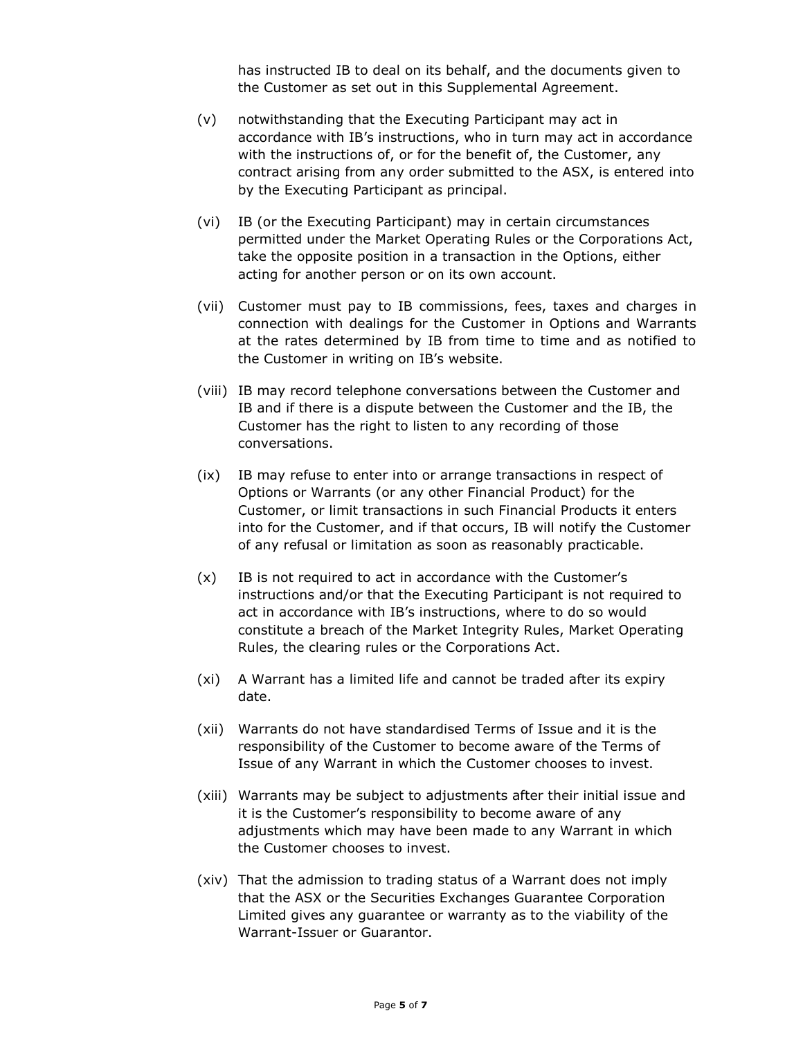has instructed IB to deal on its behalf, and the documents given to the Customer as set out in this Supplemental Agreement.

(v) notwithstanding that the Executing Participant may act in accordance with IB's instructions, who in turn may act in accordance with the instructions of, or for the benefit of, the Customer, any contract arising from any order submitted to the ASX, is entered into by the Executing Participant as principal.

(vi) IB (or the Executing Participant) may in certain circumstances permitted under the Market Operating Rules or the Corporations Act, take the opposite position in a transaction in the Options, either acting for another person or on its own account.

(vii) Customer must pay to IB commissions, fees, taxes and charges in connection with dealings for the Customer in Options and Warrants at the rates determined by IB from time to time and as notified to the Customer in writing on IB's website.

(viii) IB may record telephone conversations between the Customer and IB and if there is a dispute between the Customer and the IB, the Customer has the right to listen to any recording of those conversations.

(ix) IB may refuse to enter into or arrange transactions in respect of Options or Warrants (or any other Financial Product) for the Customer, or limit transactions in such Financial Products it enters into for the Customer, and if that occurs, IB will notify the Customer of any refusal or limitation as soon as reasonably practicable.

(x) IB is not required to act in accordance with the Customer's instructions and/or that the Executing Participant is not required to act in accordance with IB's instructions, where to do so would constitute a breach of the Market Integrity Rules, Market Operating Rules, the clearing rules or the Corporations Act.

(xi) A Warrant has a limited life and cannot be traded after its expiry date.

(xii) Warrants do not have standardised Terms of Issue and it is the responsibility of the Customer to become aware of the Terms of Issue of any Warrant in which the Customer chooses to invest.

(xiii) Warrants may be subject to adjustments after their initial issue and it is the Customer's responsibility to become aware of any adjustments which may have been made to any Warrant in which the Customer chooses to invest.

(xiv) That the admission to trading status of a Warrant does not imply that the ASX or the Securities Exchanges Guarantee Corporation Limited gives any guarantee or warranty as to the viability of the Warrant-Issuer or Guarantor.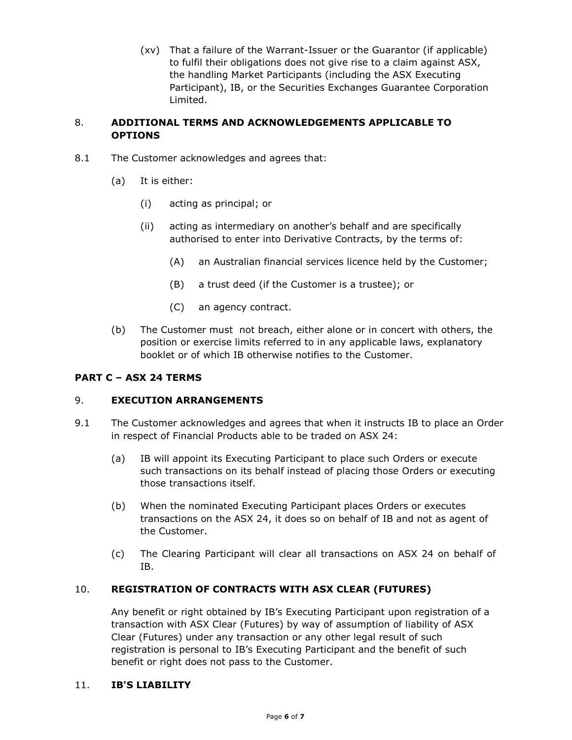(xv) That a failure of the Warrant-Issuer or the Guarantor (if applicable) to fulfil their obligations does not give rise to a claim against ASX, the handling Market Participants (including the ASX Executing Participant), IB, or the Securities Exchanges Guarantee Corporation Limited.

## 8. ADDITIONAL TERMS AND ACKNOWLEDGEMENTS APPLICABLE TO OPTIONS

8.1 The Customer acknowledges and agrees that:

(a) It is either:

(i) acting as principal; or

(ii) acting as intermediary on another's behalf and are specifically authorised to enter into Derivative Contracts, by the terms of:

(A) an Australian financial services licence held by the Customer;

(B) a trust deed (if the Customer is a trustee); or

(C) an agency contract.

(b) The Customer must not breach, either alone or in concert with others, the position or exercise limits referred to in any applicable laws, explanatory booklet or of which IB otherwise notifies to the Customer.

# PART C – ASX 24 TERMS

## 9. EXECUTION ARRANGEMENTS

9.1 The Customer acknowledges and agrees that when it instructs IB to place an Order in respect of Financial Products able to be traded on ASX 24:

(a) IB will appoint its Executing Participant to place such Orders or execute such transactions on its behalf instead of placing those Orders or executing those transactions itself.

(b) When the nominated Executing Participant places Orders or executes transactions on the ASX 24, it does so on behalf of IB and not as agent of the Customer.

(c) The Clearing Participant will clear all transactions on ASX 24 on behalf of IB.

## 10. REGISTRATION OF CONTRACTS WITH ASX CLEAR (FUTURES)

Any benefit or right obtained by IB's Executing Participant upon registration of a transaction with ASX Clear (Futures) by way of assumption of liability of ASX Clear (Futures) under any transaction or any other legal result of such registration is personal to IB's Executing Participant and the benefit of such benefit or right does not pass to the Customer.

## 11. IB'S LIABILITY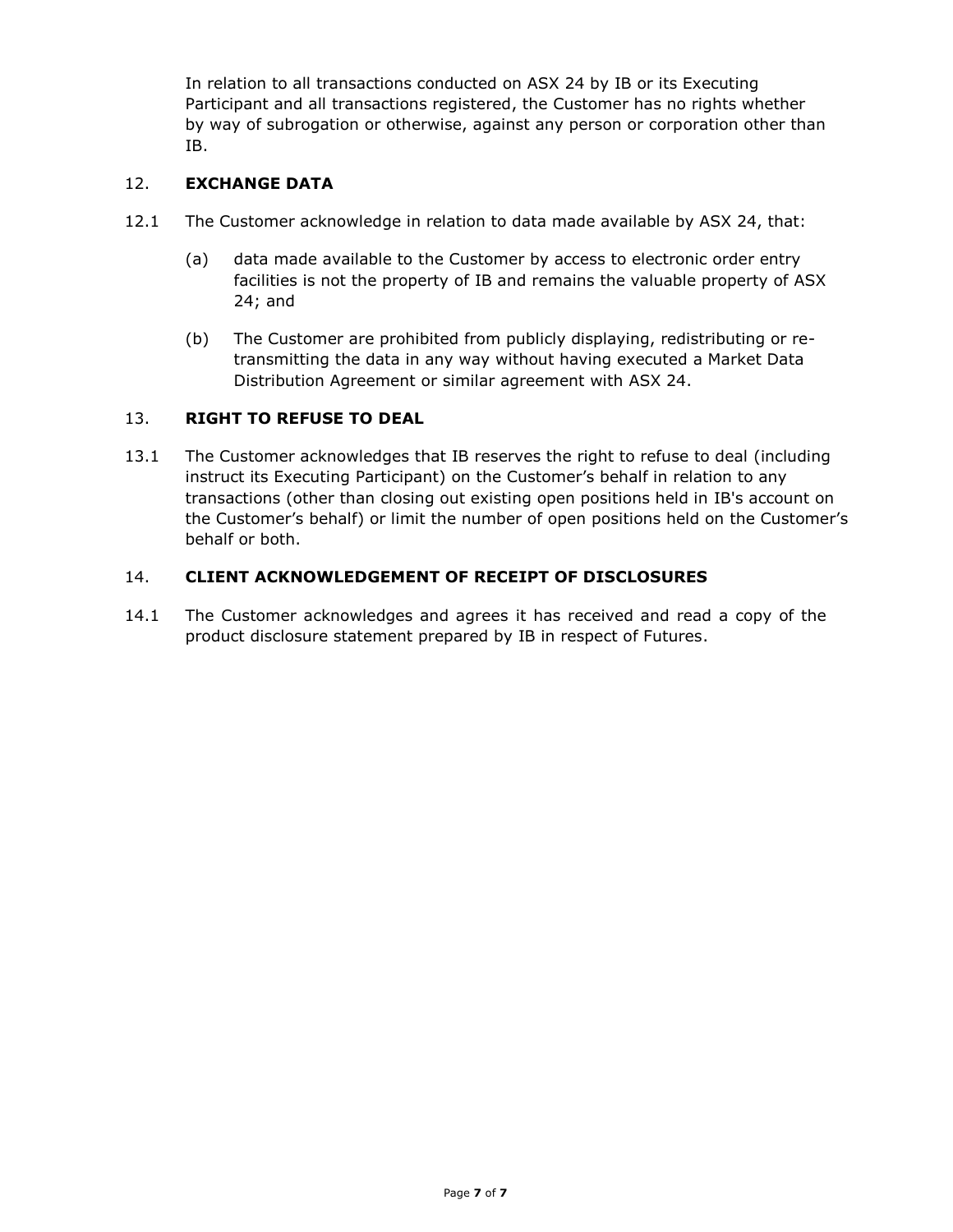In relation to all transactions conducted on ASX 24 by IB or its Executing Participant and all transactions registered, the Customer has no rights whether by way of subrogation or otherwise, against any person or corporation other than IB.

## 12. EXCHANGE DATA

12.1 The Customer acknowledge in relation to data made available by ASX 24, that:

(a) data made available to the Customer by access to electronic order entry facilities is not the property of IB and remains the valuable property of ASX 24; and

(b) The Customer are prohibited from publicly displaying, redistributing or re-transmitting the data in any way without having executed a Market Data Distribution Agreement or similar agreement with ASX 24.

## 13. RIGHT TO REFUSE TO DEAL

13.1 The Customer acknowledges that IB reserves the right to refuse to deal (including instruct its Executing Participant) on the Customer's behalf in relation to any transactions (other than closing out existing open positions held in IB's account on the Customer's behalf) or limit the number of open positions held on the Customer's behalf or both.

## 14. CLIENT ACKNOWLEDGEMENT OF RECEIPT OF DISCLOSURES

14.1 The Customer acknowledges and agrees it has received and read a copy of the product disclosure statement prepared by IB in respect of Futures.